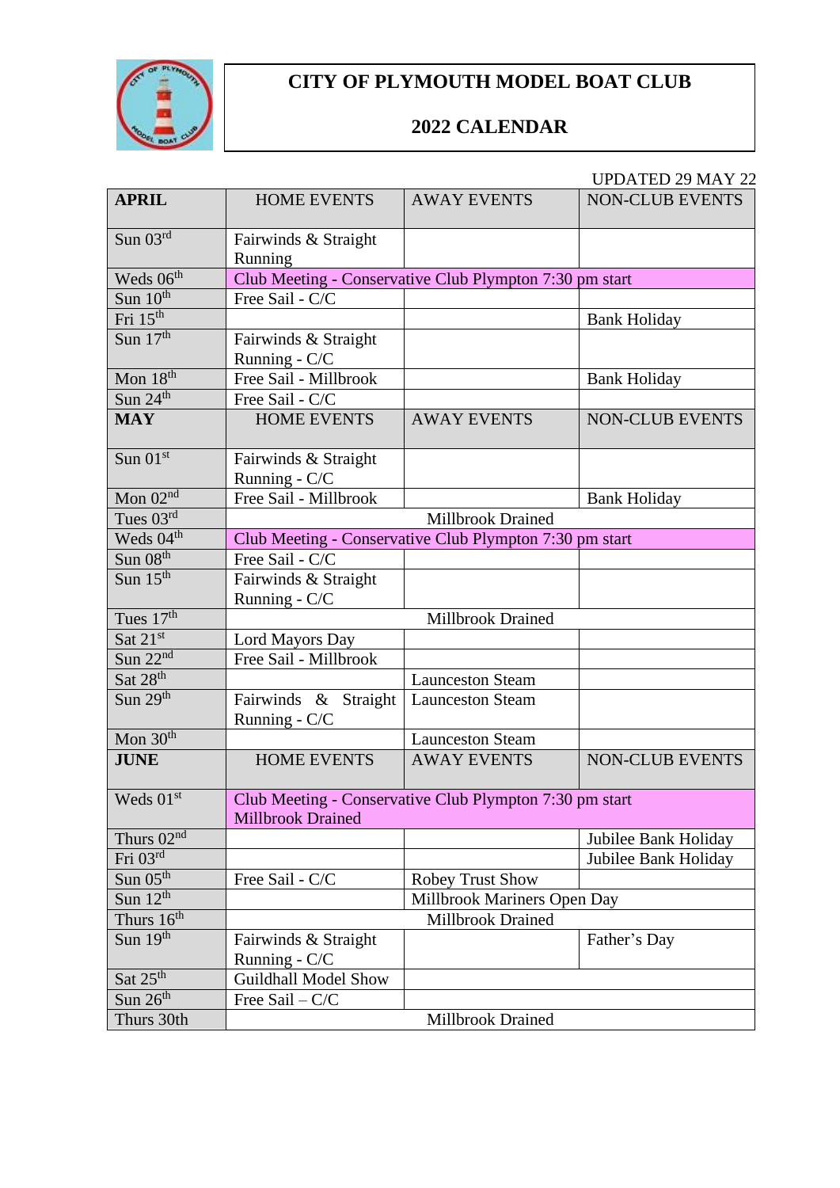# CITY OF PLYMOUTH MODEL BOAT CLUB

## 2022 CALENDAR

UPDATED 29 MAY 22

| APRIL | HOME EVENTS | AWAY EVENTS | NON-CLUB EVENTS |
|---|---|---|---|
| Sun 03rd | Fairwinds & Straight Running | | |
| Weds 06th | Club Meeting - Conservative Club Plympton 7:30 pm start | | |
| Sun 10th | Free Sail - C/C | | |
| Fri 15th | | | Bank Holiday |
| Sun 17th | Fairwinds & Straight Running - C/C | | |
| Mon 18th | Free Sail - Millbrook | | Bank Holiday |
| Sun 24th | Free Sail - C/C | | |
| **MAY** | HOME EVENTS | AWAY EVENTS | NON-CLUB EVENTS |
| Sun 01st | Fairwinds & Straight Running - C/C | | |
| Mon 02nd | Free Sail - Millbrook | | Bank Holiday |
| Tues 03rd | Millbrook Drained | | |
| Weds 04th | Club Meeting - Conservative Club Plympton 7:30 pm start | | |
| Sun 08th | Free Sail - C/C | | |
| Sun 15th | Fairwinds & Straight Running - C/C | | |
| Tues 17th | Millbrook Drained | | |
| Sat 21st | Lord Mayors Day | | |
| Sun 22nd | Free Sail - Millbrook | | |
| Sat 28th | | Launceston Steam | |
| Sun 29th | Fairwinds & Straight Running - C/C | Launceston Steam | |
| Mon 30th | | Launceston Steam | |
| **JUNE** | HOME EVENTS | AWAY EVENTS | NON-CLUB EVENTS |
| Weds 01st | Club Meeting - Conservative Club Plympton 7:30 pm start Millbrook Drained | | |
| Thurs 02nd | | | Jubilee Bank Holiday |
| Fri 03rd | | | Jubilee Bank Holiday |
| Sun 05th | Free Sail - C/C | Robey Trust Show | |
| Sun 12th | | Millbrook Mariners Open Day | |
| Thurs 16th | Millbrook Drained | | |
| Sun 19th | Fairwinds & Straight Running - C/C | | Father's Day |
| Sat 25th | Guildhall Model Show | | |
| Sun 26th | Free Sail – C/C | | |
| Thurs 30th | Millbrook Drained | | |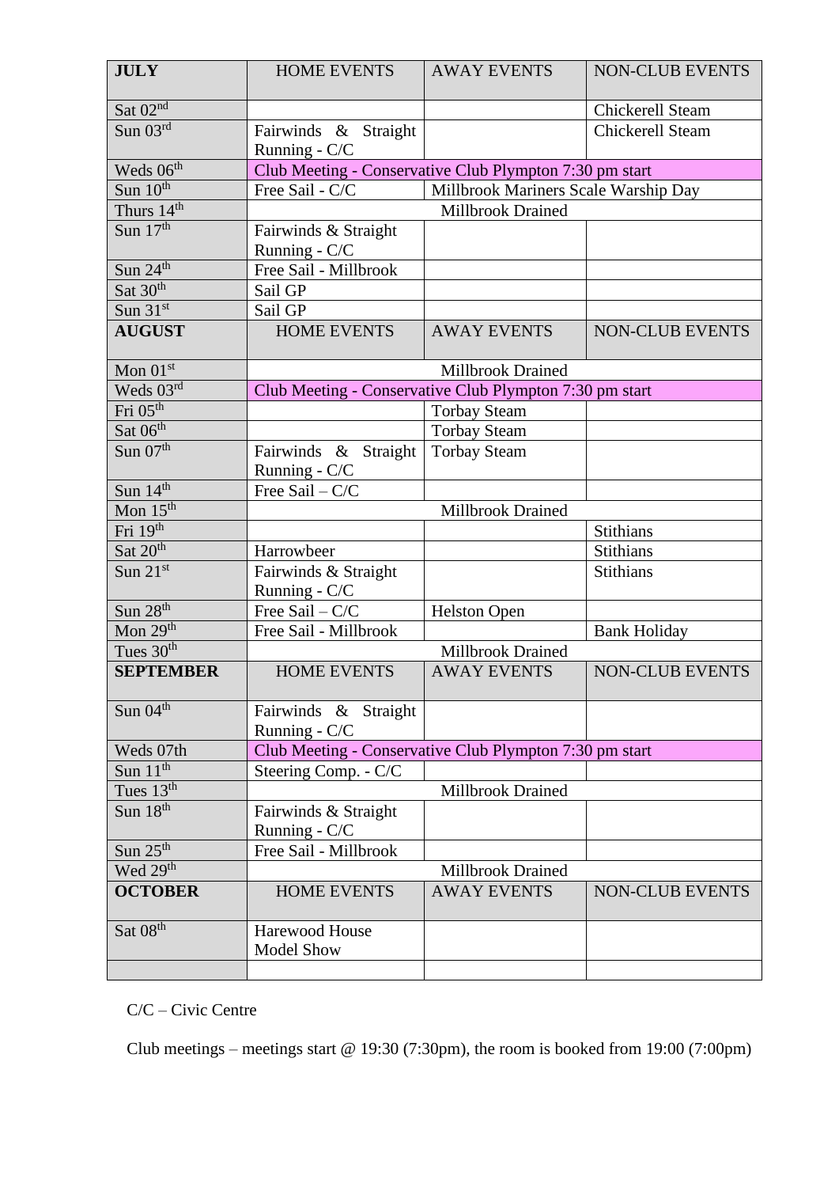| JULY | HOME EVENTS | AWAY EVENTS | NON-CLUB EVENTS |
|---|---|---|---|
| Sat 02nd | | | Chickerell Steam |
| Sun 03rd | Fairwinds & Straight Running - C/C | | Chickerell Steam |
| Weds 06th | Club Meeting - Conservative Club Plympton 7:30 pm start | | |
| Sun 10th | Free Sail - C/C | Millbrook Mariners Scale Warship Day | |
| Thurs 14th | Millbrook Drained | | |
| Sun 17th | Fairwinds & Straight Running - C/C | | |
| Sun 24th | Free Sail - Millbrook | | |
| Sat 30th | Sail GP | | |
| Sun 31st | Sail GP | | |
| **AUGUST** | HOME EVENTS | AWAY EVENTS | NON-CLUB EVENTS |
| Mon 01st | Millbrook Drained | | |
| Weds 03rd | Club Meeting - Conservative Club Plympton 7:30 pm start | | |
| Fri 05th | | Torbay Steam | |
| Sat 06th | | Torbay Steam | |
| Sun 07th | Fairwinds & Straight Running - C/C | Torbay Steam | |
| Sun 14th | Free Sail – C/C | | |
| Mon 15th | Millbrook Drained | | |
| Fri 19th | | | Stithians |
| Sat 20th | Harrowbeer | | Stithians |
| Sun 21st | Fairwinds & Straight Running - C/C | | Stithians |
| Sun 28th | Free Sail – C/C | Helston Open | |
| Mon 29th | Free Sail - Millbrook | | Bank Holiday |
| Tues 30th | Millbrook Drained | | |
| **SEPTEMBER** | HOME EVENTS | AWAY EVENTS | NON-CLUB EVENTS |
| Sun 04th | Fairwinds & Straight Running - C/C | | |
| Weds 07th | Club Meeting - Conservative Club Plympton 7:30 pm start | | |
| Sun 11th | Steering Comp. - C/C | | |
| Tues 13th | Millbrook Drained | | |
| Sun 18th | Fairwinds & Straight Running - C/C | | |
| Sun 25th | Free Sail - Millbrook | | |
| Wed 29th | Millbrook Drained | | |
| **OCTOBER** | HOME EVENTS | AWAY EVENTS | NON-CLUB EVENTS |
| Sat 08th | Harewood House Model Show | | |
| | | | |

C/C – Civic Centre

Club meetings – meetings start @ 19:30 (7:30pm), the room is booked from 19:00 (7:00pm)